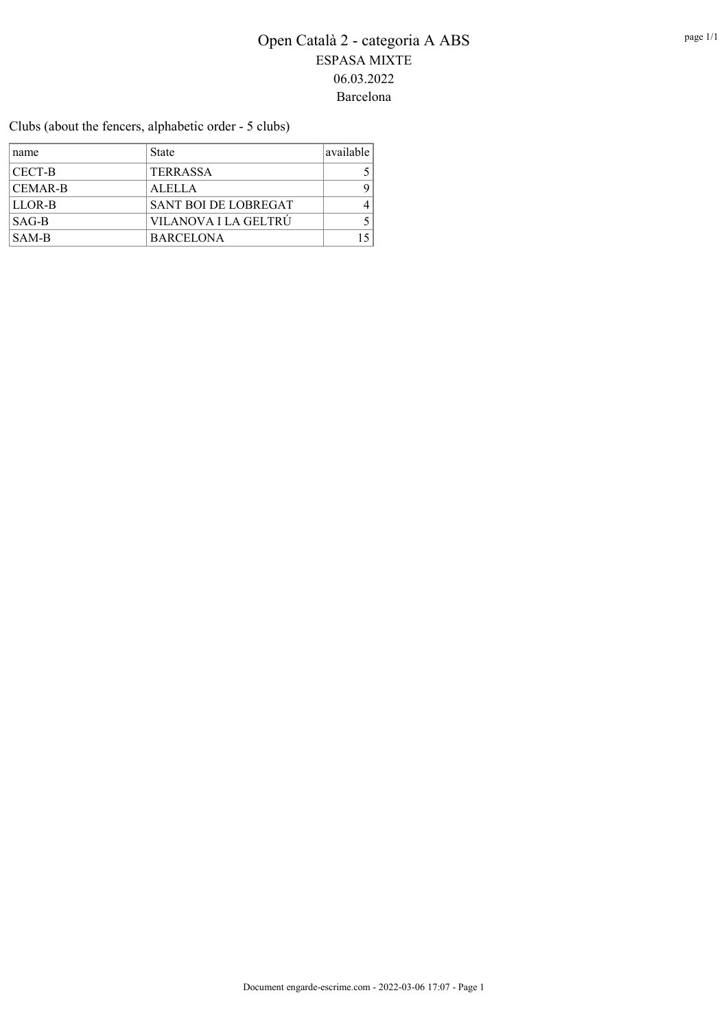# Open Català 2 - categoria A ABS

## ESPASA MIXTE

## 06.03.2022

## Barcelona

Clubs (about the fencers, alphabetic order - 5 clubs)

| name | State | available |
|---|---|---|
| CECT-B | TERRASSA | 5 |
| CEMAR-B | ALELLA | 9 |
| LLOR-B | SANT BOI DE LOBREGAT | 4 |
| SAG-B | VILANOVA I LA GELTRÚ | 5 |
| SAM-B | BARCELONA | 15 |

Document engarde-escrime.com - 2022-03-06 17:07 - Page 1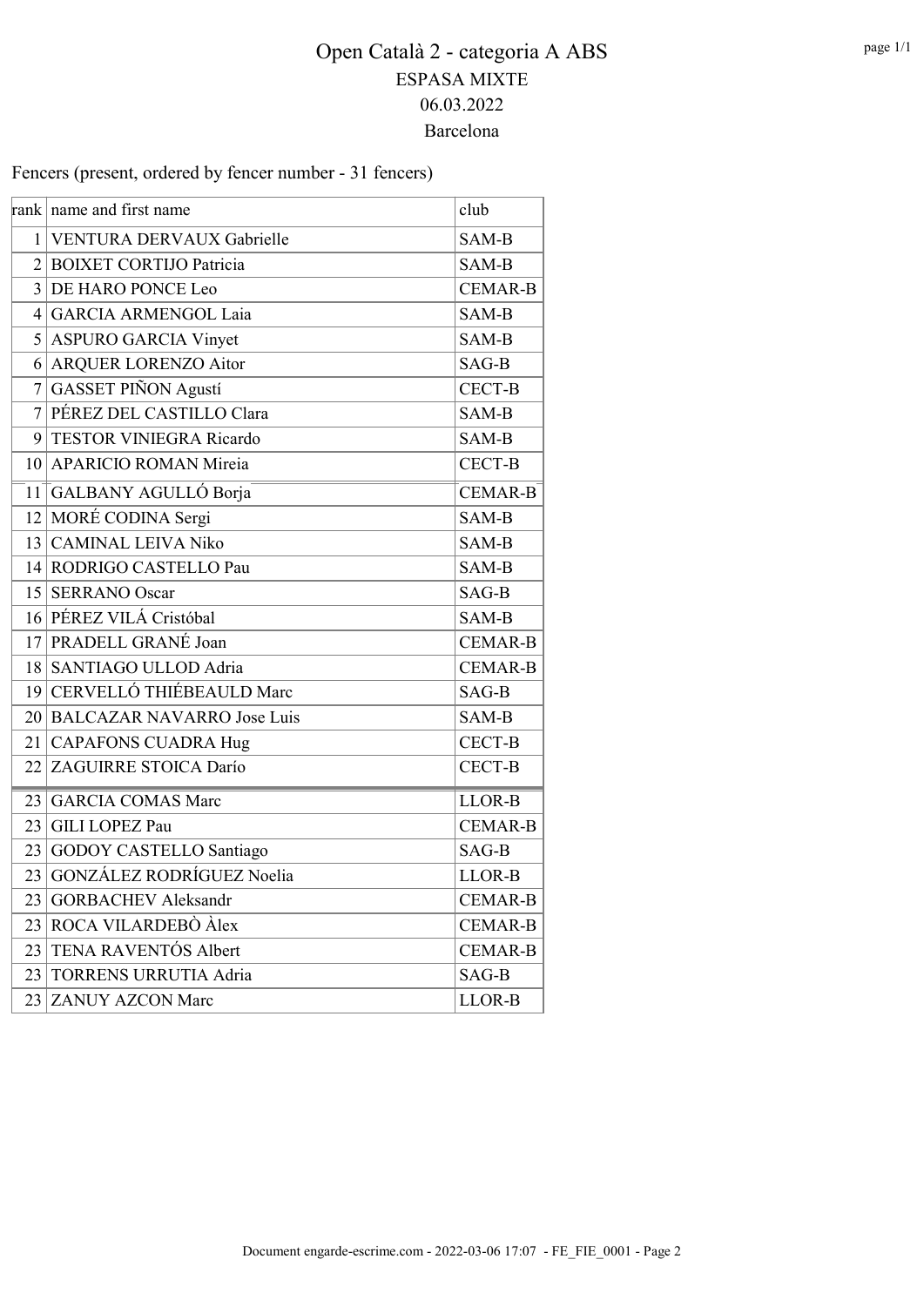# Open Català 2 - categoria A ABS

ESPASA MIXTE

06.03.2022

Barcelona

Fencers (present, ordered by fencer number - 31 fencers)

| rank | name and first name | club |
|---|---|---|
| 1 | VENTURA DERVAUX Gabrielle | SAM-B |
| 2 | BOIXET CORTIJO Patricia | SAM-B |
| 3 | DE HARO PONCE Leo | CEMAR-B |
| 4 | GARCIA ARMENGOL Laia | SAM-B |
| 5 | ASPURO GARCIA Vinyet | SAM-B |
| 6 | ARQUER LORENZO Aitor | SAG-B |
| 7 | GASSET PIÑON Agustí | CECT-B |
| 7 | PÉREZ DEL CASTILLO Clara | SAM-B |
| 9 | TESTOR VINIEGRA Ricardo | SAM-B |
| 10 | APARICIO ROMAN Mireia | CECT-B |
| 11 | GALBANY AGULLÓ Borja | CEMAR-B |
| 12 | MORÉ CODINA Sergi | SAM-B |
| 13 | CAMINAL LEIVA Niko | SAM-B |
| 14 | RODRIGO CASTELLO Pau | SAM-B |
| 15 | SERRANO Oscar | SAG-B |
| 16 | PÉREZ VILÁ Cristóbal | SAM-B |
| 17 | PRADELL GRANÉ Joan | CEMAR-B |
| 18 | SANTIAGO ULLOD Adria | CEMAR-B |
| 19 | CERVELLÓ THIÉBEAULD Marc | SAG-B |
| 20 | BALCAZAR NAVARRO Jose Luis | SAM-B |
| 21 | CAPAFONS CUADRA Hug | CECT-B |
| 22 | ZAGUIRRE STOICA Darío | CECT-B |
| 23 | GARCIA COMAS Marc | LLOR-B |
| 23 | GILI LOPEZ Pau | CEMAR-B |
| 23 | GODOY CASTELLO Santiago | SAG-B |
| 23 | GONZÁLEZ RODRÍGUEZ Noelia | LLOR-B |
| 23 | GORBACHEV Aleksandr | CEMAR-B |
| 23 | ROCA VILARDEBÒ Àlex | CEMAR-B |
| 23 | TENA RAVENTÓS Albert | CEMAR-B |
| 23 | TORRENS URRUTIA Adria | SAG-B |
| 23 | ZANUY AZCON Marc | LLOR-B |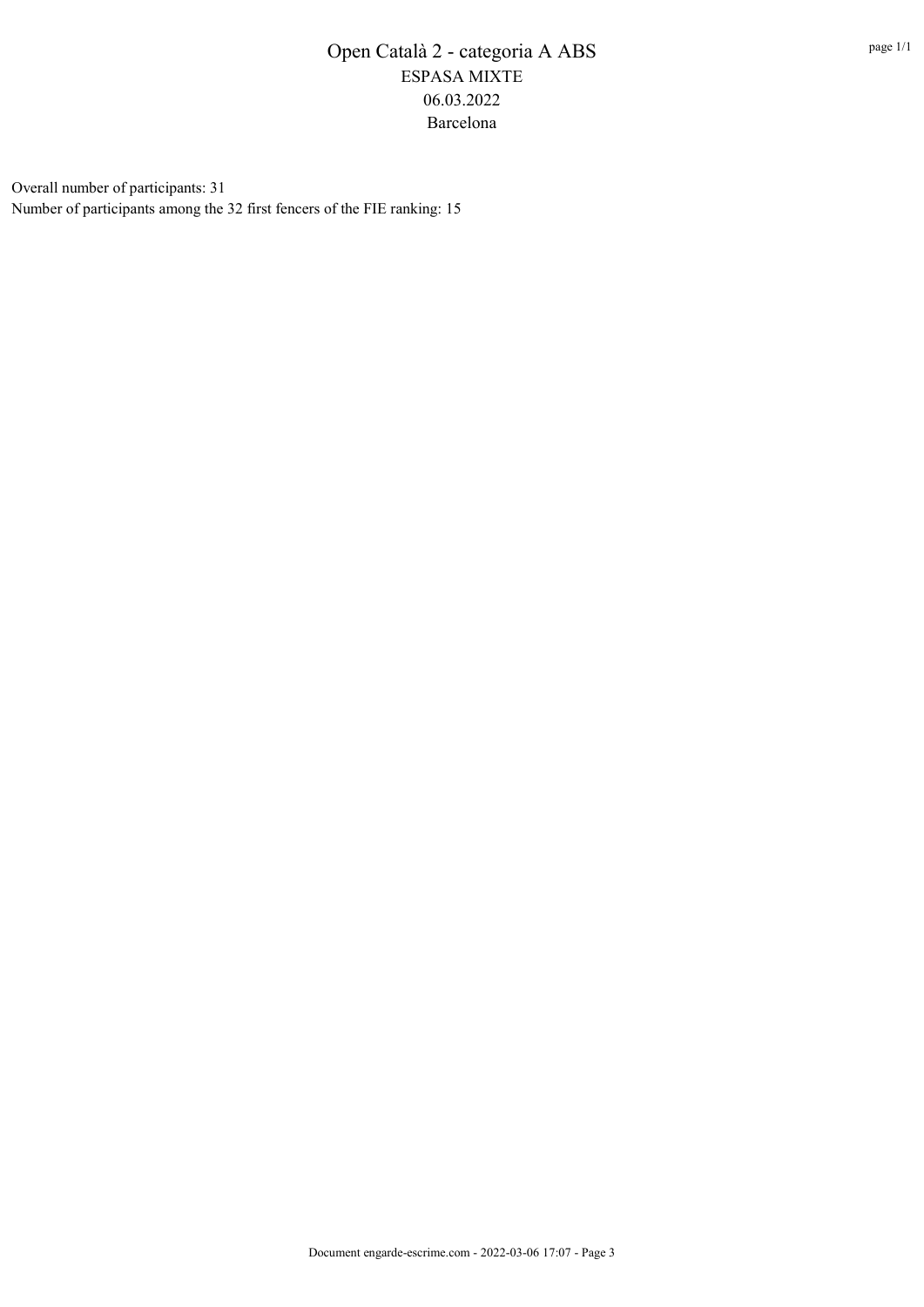# Open Català 2 - categoria A ABS

ESPASA MIXTE

06.03.2022

Barcelona

Overall number of participants: 31

Number of participants among the 32 first fencers of the FIE ranking: 15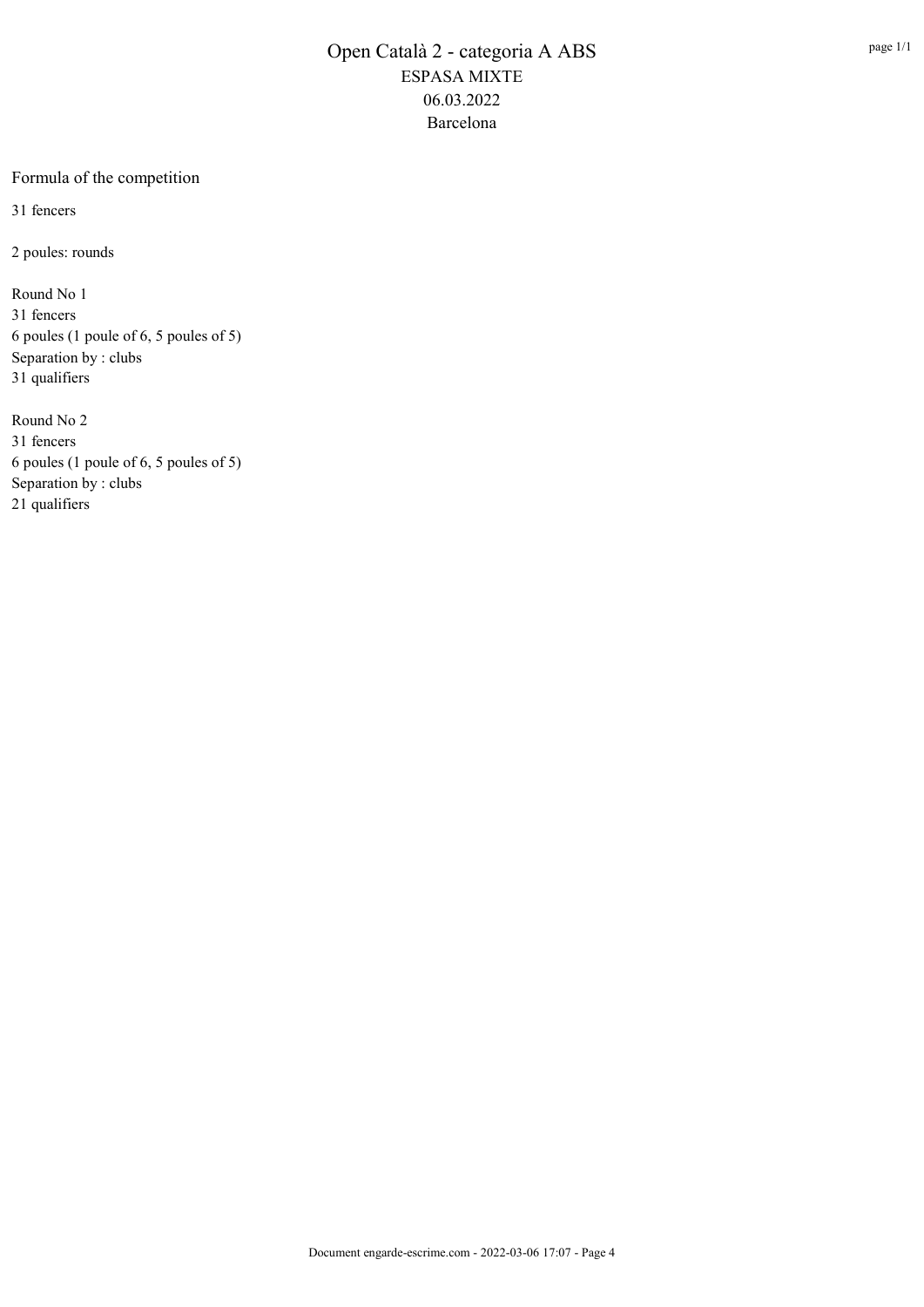# Open Català 2 - categoria A ABS
## ESPASA MIXTE
## 06.03.2022
## Barcelona

Formula of the competition

31 fencers

2 poules: rounds

Round No 1
31 fencers
6 poules (1 poule of 6, 5 poules of 5)
Separation by : clubs
31 qualifiers

Round No 2
31 fencers
6 poules (1 poule of 6, 5 poules of 5)
Separation by : clubs
21 qualifiers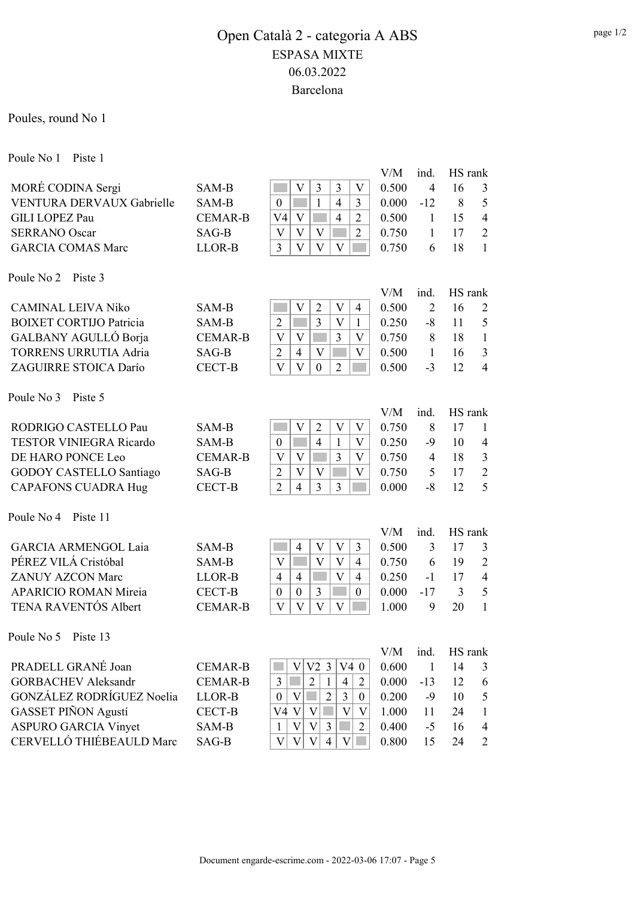# Open Català 2 - categoria A ABS

## ESPASA MIXTE

## 06.03.2022

## Barcelona

Poules, round No 1

Poule No 1 Piste 1

| Name | Club | 1 | 2 | 3 | 4 | 5 | V/M | ind. | HS | rank |
|---|---|---|---|---|---|---|---|---|---|---|
| MORÉ CODINA Sergi | SAM-B | | V | 3 | 3 | V | 0.500 | 4 | 16 | 3 |
| VENTURA DERVAUX Gabrielle | SAM-B | 0 | | 1 | 4 | 3 | 0.000 | -12 | 8 | 5 |
| GILI LOPEZ Pau | CEMAR-B | V4 | V | | 4 | 2 | 0.500 | 1 | 15 | 4 |
| SERRANO Oscar | SAG-B | V | V | V | | 2 | 0.750 | 1 | 17 | 2 |
| GARCIA COMAS Marc | LLOR-B | 3 | V | V | V | | 0.750 | 6 | 18 | 1 |

Poule No 2 Piste 3

| Name | Club | 1 | 2 | 3 | 4 | 5 | V/M | ind. | HS | rank |
|---|---|---|---|---|---|---|---|---|---|---|
| CAMINAL LEIVA Niko | SAM-B | | V | 2 | V | 4 | 0.500 | 2 | 16 | 2 |
| BOIXET CORTIJO Patricia | SAM-B | 2 | | 3 | V | 1 | 0.250 | -8 | 11 | 5 |
| GALBANY AGULLÓ Borja | CEMAR-B | V | V | | 3 | V | 0.750 | 8 | 18 | 1 |
| TORRENS URRUTIA Adria | SAG-B | 2 | 4 | V | | V | 0.500 | 1 | 16 | 3 |
| ZAGUIRRE STOICA Darío | CECT-B | V | V | 0 | 2 | | 0.500 | -3 | 12 | 4 |

Poule No 3 Piste 5

| Name | Club | 1 | 2 | 3 | 4 | 5 | V/M | ind. | HS | rank |
|---|---|---|---|---|---|---|---|---|---|---|
| RODRIGO CASTELLO Pau | SAM-B | | V | 2 | V | V | 0.750 | 8 | 17 | 1 |
| TESTOR VINIEGRA Ricardo | SAM-B | 0 | | 4 | 1 | V | 0.250 | -9 | 10 | 4 |
| DE HARO PONCE Leo | CEMAR-B | V | V | | 3 | V | 0.750 | 4 | 18 | 3 |
| GODOY CASTELLO Santiago | SAG-B | 2 | V | V | | V | 0.750 | 5 | 17 | 2 |
| CAPAFONS CUADRA Hug | CECT-B | 2 | 4 | 3 | 3 | | 0.000 | -8 | 12 | 5 |

Poule No 4 Piste 11

| Name | Club | 1 | 2 | 3 | 4 | 5 | V/M | ind. | HS | rank |
|---|---|---|---|---|---|---|---|---|---|---|
| GARCIA ARMENGOL Laia | SAM-B | | 4 | V | V | 3 | 0.500 | 3 | 17 | 3 |
| PÉREZ VILÁ Cristóbal | SAM-B | V | | V | V | 4 | 0.750 | 6 | 19 | 2 |
| ZANUY AZCON Marc | LLOR-B | 4 | 4 | | V | 4 | 0.250 | -1 | 17 | 4 |
| APARICIO ROMAN Mireia | CECT-B | 0 | 0 | 3 | | 0 | 0.000 | -17 | 3 | 5 |
| TENA RAVENTÓS Albert | CEMAR-B | V | V | V | V | | 1.000 | 9 | 20 | 1 |

Poule No 5 Piste 13

| Name | Club | 1 | 2 | 3 | 4 | 5 | 6 | V/M | ind. | HS | rank |
|---|---|---|---|---|---|---|---|---|---|---|---|
| PRADELL GRANÉ Joan | CEMAR-B | | V | V2 | 3 | V4 | 0 | 0.600 | 1 | 14 | 3 |
| GORBACHEV Aleksandr | CEMAR-B | 3 | | 2 | 1 | 4 | 2 | 0.000 | -13 | 12 | 6 |
| GONZÁLEZ RODRÍGUEZ Noelia | LLOR-B | 0 | V | | 2 | 3 | 0 | 0.200 | -9 | 10 | 5 |
| GASSET PIÑON Agustí | CECT-B | V4 | V | V | | V | V | 1.000 | 11 | 24 | 1 |
| ASPURO GARCIA Vinyet | SAM-B | 1 | V | V | 3 | | 2 | 0.400 | -5 | 16 | 4 |
| CERVELLÓ THIÉBEAULD Marc | SAG-B | V | V | V | 4 | V | | 0.800 | 15 | 24 | 2 |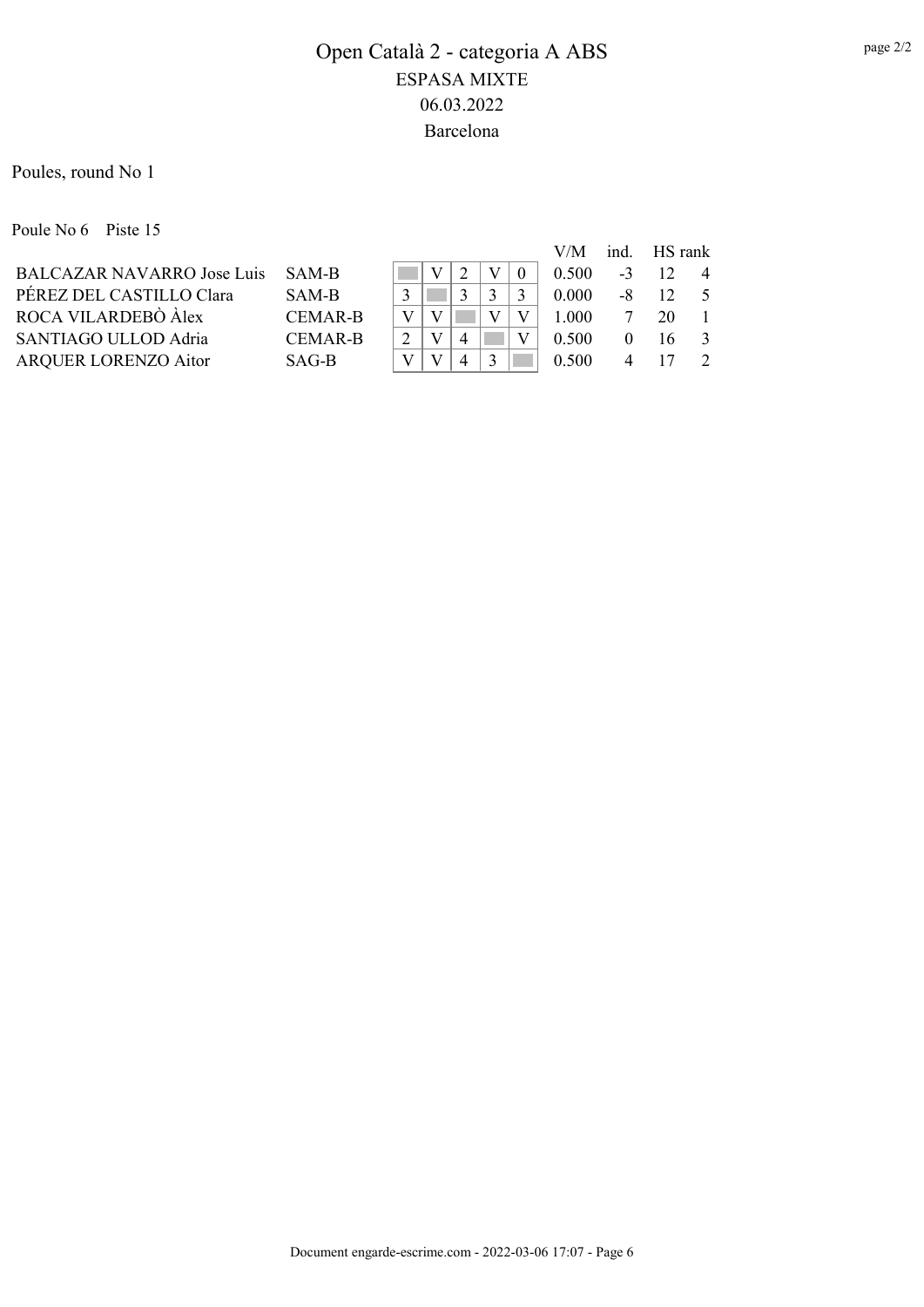# Open Català 2 - categoria A ABS

## ESPASA MIXTE

## 06.03.2022

## Barcelona

Poules, round No 1

Poule No 6 Piste 15

| | | | | | | | V/M | ind. | HS | rank |
|---|---|---|---|---|---|---|---|---|---|---|
| BALCAZAR NAVARRO Jose Luis | SAM-B | | V | 2 | V | 0 | 0.500 | -3 | 12 | 4 |
| PÉREZ DEL CASTILLO Clara | SAM-B | 3 | | 3 | 3 | 3 | 0.000 | -8 | 12 | 5 |
| ROCA VILARDEBÒ Àlex | CEMAR-B | V | V | | V | V | 1.000 | 7 | 20 | 1 |
| SANTIAGO ULLOD Adria | CEMAR-B | 2 | V | 4 | | V | 0.500 | 0 | 16 | 3 |
| ARQUER LORENZO Aitor | SAG-B | V | V | 4 | 3 | | 0.500 | 4 | 17 | 2 |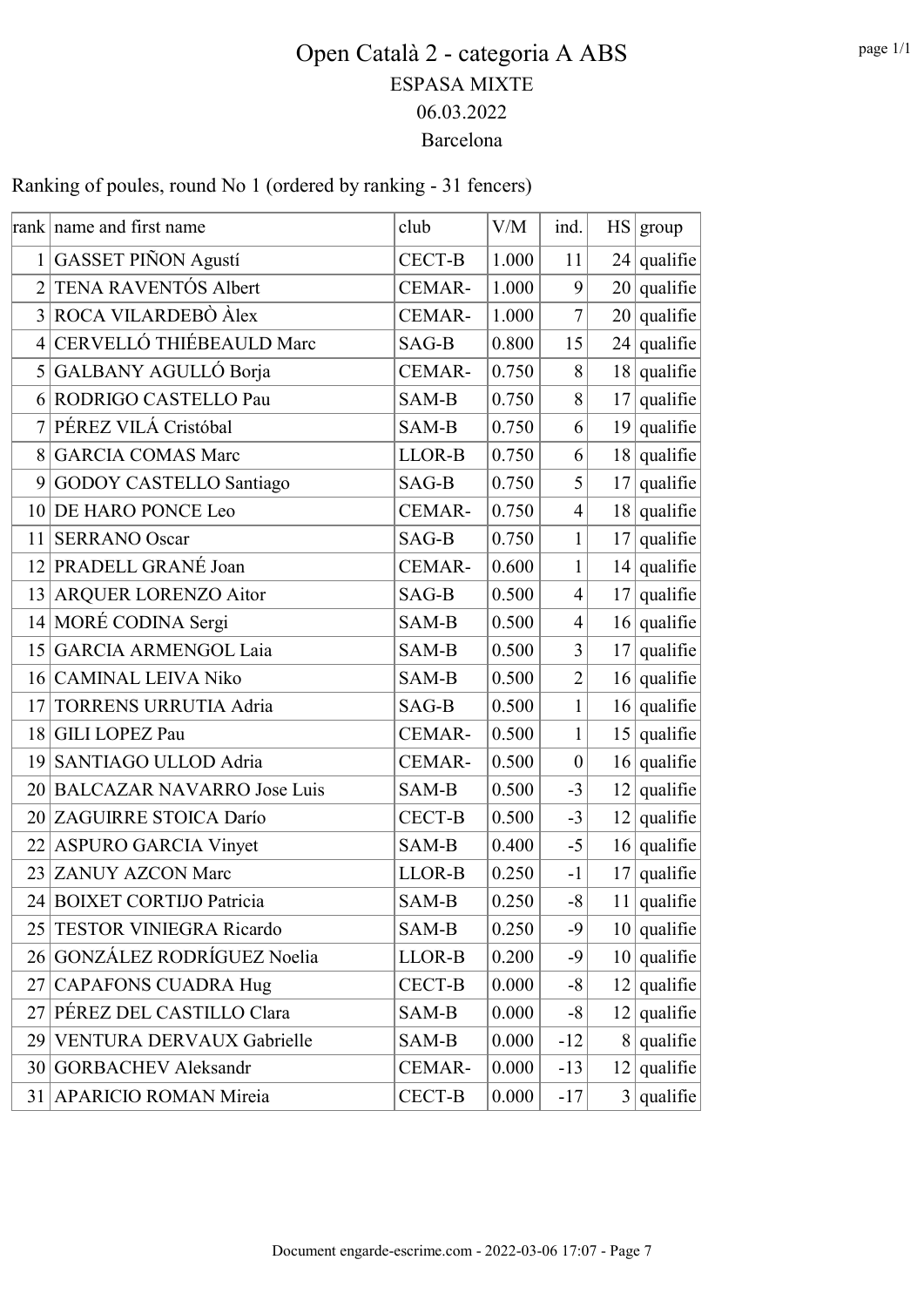# Open Català 2 - categoria A ABS

## ESPASA MIXTE

## 06.03.2022

## Barcelona

Ranking of poules, round No 1 (ordered by ranking - 31 fencers)

| rank | name and first name | club | V/M | ind. | HS | group |
|---|---|---|---|---|---|---|
| 1 | GASSET PIÑON Agustí | CECT-B | 1.000 | 11 | 24 | qualifie |
| 2 | TENA RAVENTÓS Albert | CEMAR- | 1.000 | 9 | 20 | qualifie |
| 3 | ROCA VILARDEBÒ Àlex | CEMAR- | 1.000 | 7 | 20 | qualifie |
| 4 | CERVELLÓ THIÉBEAULD Marc | SAG-B | 0.800 | 15 | 24 | qualifie |
| 5 | GALBANY AGULLÓ Borja | CEMAR- | 0.750 | 8 | 18 | qualifie |
| 6 | RODRIGO CASTELLO Pau | SAM-B | 0.750 | 8 | 17 | qualifie |
| 7 | PÉREZ VILÁ Cristóbal | SAM-B | 0.750 | 6 | 19 | qualifie |
| 8 | GARCIA COMAS Marc | LLOR-B | 0.750 | 6 | 18 | qualifie |
| 9 | GODOY CASTELLO Santiago | SAG-B | 0.750 | 5 | 17 | qualifie |
| 10 | DE HARO PONCE Leo | CEMAR- | 0.750 | 4 | 18 | qualifie |
| 11 | SERRANO Oscar | SAG-B | 0.750 | 1 | 17 | qualifie |
| 12 | PRADELL GRANÉ Joan | CEMAR- | 0.600 | 1 | 14 | qualifie |
| 13 | ARQUER LORENZO Aitor | SAG-B | 0.500 | 4 | 17 | qualifie |
| 14 | MORÉ CODINA Sergi | SAM-B | 0.500 | 4 | 16 | qualifie |
| 15 | GARCIA ARMENGOL Laia | SAM-B | 0.500 | 3 | 17 | qualifie |
| 16 | CAMINAL LEIVA Niko | SAM-B | 0.500 | 2 | 16 | qualifie |
| 17 | TORRENS URRUTIA Adria | SAG-B | 0.500 | 1 | 16 | qualifie |
| 18 | GILI LOPEZ Pau | CEMAR- | 0.500 | 1 | 15 | qualifie |
| 19 | SANTIAGO ULLOD Adria | CEMAR- | 0.500 | 0 | 16 | qualifie |
| 20 | BALCAZAR NAVARRO Jose Luis | SAM-B | 0.500 | -3 | 12 | qualifie |
| 20 | ZAGUIRRE STOICA Darío | CECT-B | 0.500 | -3 | 12 | qualifie |
| 22 | ASPURO GARCIA Vinyet | SAM-B | 0.400 | -5 | 16 | qualifie |
| 23 | ZANUY AZCON Marc | LLOR-B | 0.250 | -1 | 17 | qualifie |
| 24 | BOIXET CORTIJO Patricia | SAM-B | 0.250 | -8 | 11 | qualifie |
| 25 | TESTOR VINIEGRA Ricardo | SAM-B | 0.250 | -9 | 10 | qualifie |
| 26 | GONZÁLEZ RODRÍGUEZ Noelia | LLOR-B | 0.200 | -9 | 10 | qualifie |
| 27 | CAPAFONS CUADRA Hug | CECT-B | 0.000 | -8 | 12 | qualifie |
| 27 | PÉREZ DEL CASTILLO Clara | SAM-B | 0.000 | -8 | 12 | qualifie |
| 29 | VENTURA DERVAUX Gabrielle | SAM-B | 0.000 | -12 | 8 | qualifie |
| 30 | GORBACHEV Aleksandr | CEMAR- | 0.000 | -13 | 12 | qualifie |
| 31 | APARICIO ROMAN Mireia | CECT-B | 0.000 | -17 | 3 | qualifie |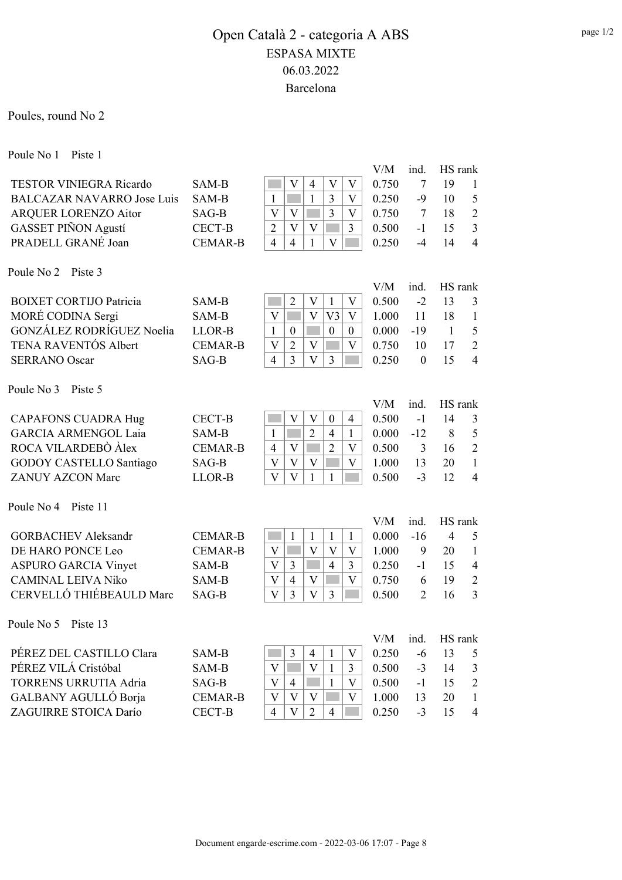# Open Català 2 - categoria A ABS
## ESPASA MIXTE
## 06.03.2022
## Barcelona

Poules, round No 2

Poule No 1 Piste 1

| Name | Club | 1 | 2 | 3 | 4 | 5 | V/M | ind. | HS | rank |
|---|---|---|---|---|---|---|---|---|---|---|
| TESTOR VINIEGRA Ricardo | SAM-B | | V | 4 | V | V | 0.750 | 7 | 19 | 1 |
| BALCAZAR NAVARRO Jose Luis | SAM-B | 1 | | 1 | 3 | V | 0.250 | -9 | 10 | 5 |
| ARQUER LORENZO Aitor | SAG-B | V | V | | 3 | V | 0.750 | 7 | 18 | 2 |
| GASSET PIÑON Agustí | CECT-B | 2 | V | V | | 3 | 0.500 | -1 | 15 | 3 |
| PRADELL GRANÉ Joan | CEMAR-B | 4 | 4 | 1 | V | | 0.250 | -4 | 14 | 4 |

Poule No 2 Piste 3

| Name | Club | 1 | 2 | 3 | 4 | 5 | V/M | ind. | HS | rank |
|---|---|---|---|---|---|---|---|---|---|---|
| BOIXET CORTIJO Patricia | SAM-B | | 2 | V | 1 | V | 0.500 | -2 | 13 | 3 |
| MORÉ CODINA Sergi | SAM-B | V | | V | V3 | V | 1.000 | 11 | 18 | 1 |
| GONZÁLEZ RODRÍGUEZ Noelia | LLOR-B | 1 | 0 | | 0 | 0 | 0.000 | -19 | 1 | 5 |
| TENA RAVENTÓS Albert | CEMAR-B | V | 2 | V | | V | 0.750 | 10 | 17 | 2 |
| SERRANO Oscar | SAG-B | 4 | 3 | V | 3 | | 0.250 | 0 | 15 | 4 |

Poule No 3 Piste 5

| Name | Club | 1 | 2 | 3 | 4 | 5 | V/M | ind. | HS | rank |
|---|---|---|---|---|---|---|---|---|---|---|
| CAPAFONS CUADRA Hug | CECT-B | | V | V | 0 | 4 | 0.500 | -1 | 14 | 3 |
| GARCIA ARMENGOL Laia | SAM-B | 1 | | 2 | 4 | 1 | 0.000 | -12 | 8 | 5 |
| ROCA VILARDEBÒ Àlex | CEMAR-B | 4 | V | | 2 | V | 0.500 | 3 | 16 | 2 |
| GODOY CASTELLO Santiago | SAG-B | V | V | V | | V | 1.000 | 13 | 20 | 1 |
| ZANUY AZCON Marc | LLOR-B | V | V | 1 | 1 | | 0.500 | -3 | 12 | 4 |

Poule No 4 Piste 11

| Name | Club | 1 | 2 | 3 | 4 | 5 | V/M | ind. | HS | rank |
|---|---|---|---|---|---|---|---|---|---|---|
| GORBACHEV Aleksandr | CEMAR-B | | 1 | 1 | 1 | 1 | 0.000 | -16 | 4 | 5 |
| DE HARO PONCE Leo | CEMAR-B | V | | V | V | V | 1.000 | 9 | 20 | 1 |
| ASPURO GARCIA Vinyet | SAM-B | V | 3 | | 4 | 3 | 0.250 | -1 | 15 | 4 |
| CAMINAL LEIVA Niko | SAM-B | V | 4 | V | | V | 0.750 | 6 | 19 | 2 |
| CERVELLÓ THIÉBEAULD Marc | SAG-B | V | 3 | V | 3 | | 0.500 | 2 | 16 | 3 |

Poule No 5 Piste 13

| Name | Club | 1 | 2 | 3 | 4 | 5 | V/M | ind. | HS | rank |
|---|---|---|---|---|---|---|---|---|---|---|
| PÉREZ DEL CASTILLO Clara | SAM-B | | 3 | 4 | 1 | V | 0.250 | -6 | 13 | 5 |
| PÉREZ VILÁ Cristóbal | SAM-B | V | | V | 1 | 3 | 0.500 | -3 | 14 | 3 |
| TORRENS URRUTIA Adria | SAG-B | V | 4 | | 1 | V | 0.500 | -1 | 15 | 2 |
| GALBANY AGULLÓ Borja | CEMAR-B | V | V | V | | V | 1.000 | 13 | 20 | 1 |
| ZAGUIRRE STOICA Darío | CECT-B | 4 | V | 2 | 4 | | 0.250 | -3 | 15 | 4 |

Document engarde-escrime.com - 2022-03-06 17:07 - Page 8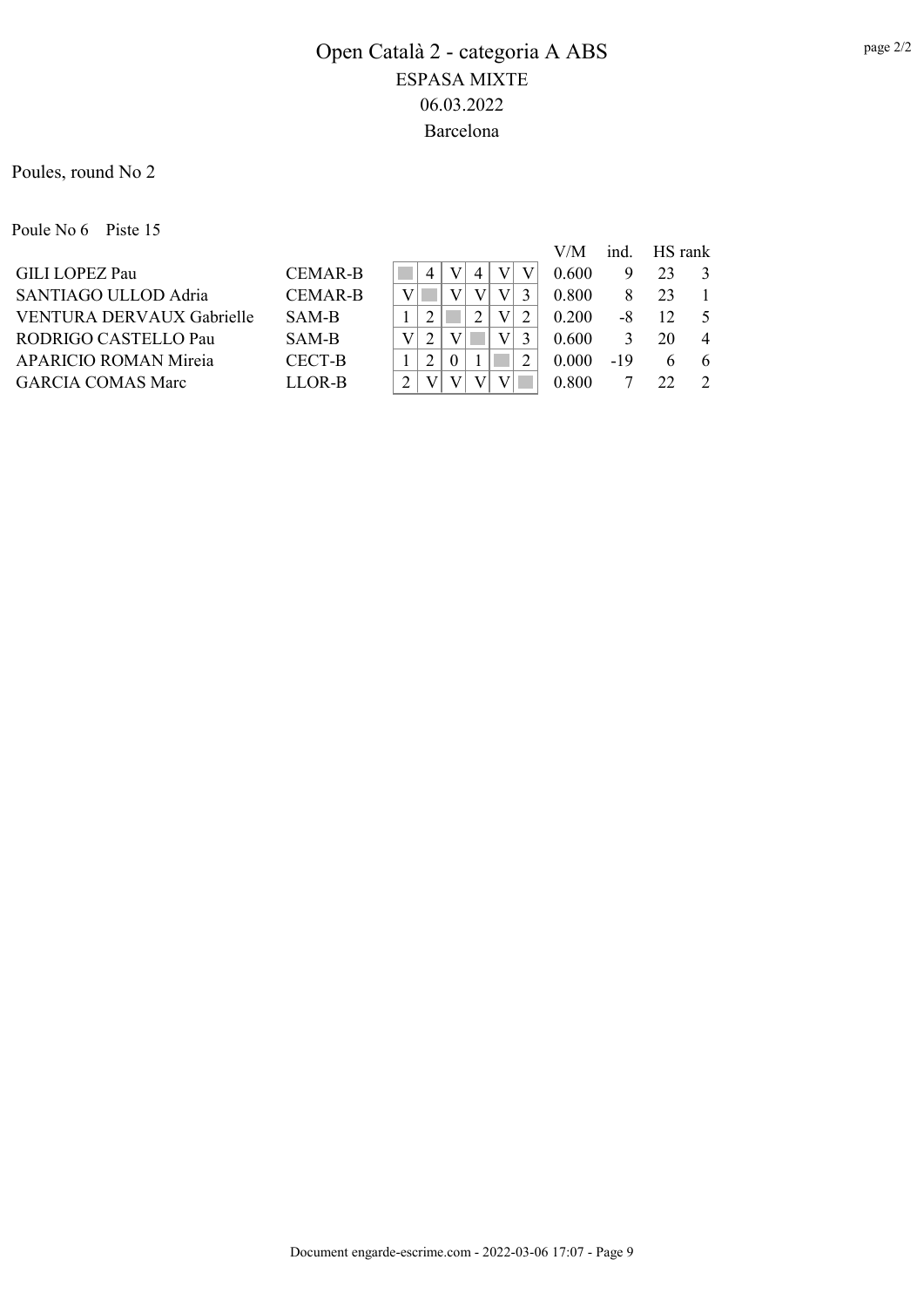# Open Català 2 - categoria A ABS

## ESPASA MIXTE

## 06.03.2022

## Barcelona

Poules, round No 2

Poule No 6 Piste 15

| | | 1 | 2 | 3 | 4 | 5 | 6 | V/M | ind. | HS | rank |
|---|---|---|---|---|---|---|---|---|---|---|---|
| GILI LOPEZ Pau | CEMAR-B | | 4 | V | 4 | V | V | 0.600 | 9 | 23 | 3 |
| SANTIAGO ULLOD Adria | CEMAR-B | V | | V | V | V | 3 | 0.800 | 8 | 23 | 1 |
| VENTURA DERVAUX Gabrielle | SAM-B | 1 | 2 | | 2 | V | 2 | 0.200 | -8 | 12 | 5 |
| RODRIGO CASTELLO Pau | SAM-B | V | 2 | V | | V | 3 | 0.600 | 3 | 20 | 4 |
| APARICIO ROMAN Mireia | CECT-B | 1 | 2 | 0 | 1 | | 2 | 0.000 | -19 | 6 | 6 |
| GARCIA COMAS Marc | LLOR-B | 2 | V | V | V | V | | 0.800 | 7 | 22 | 2 |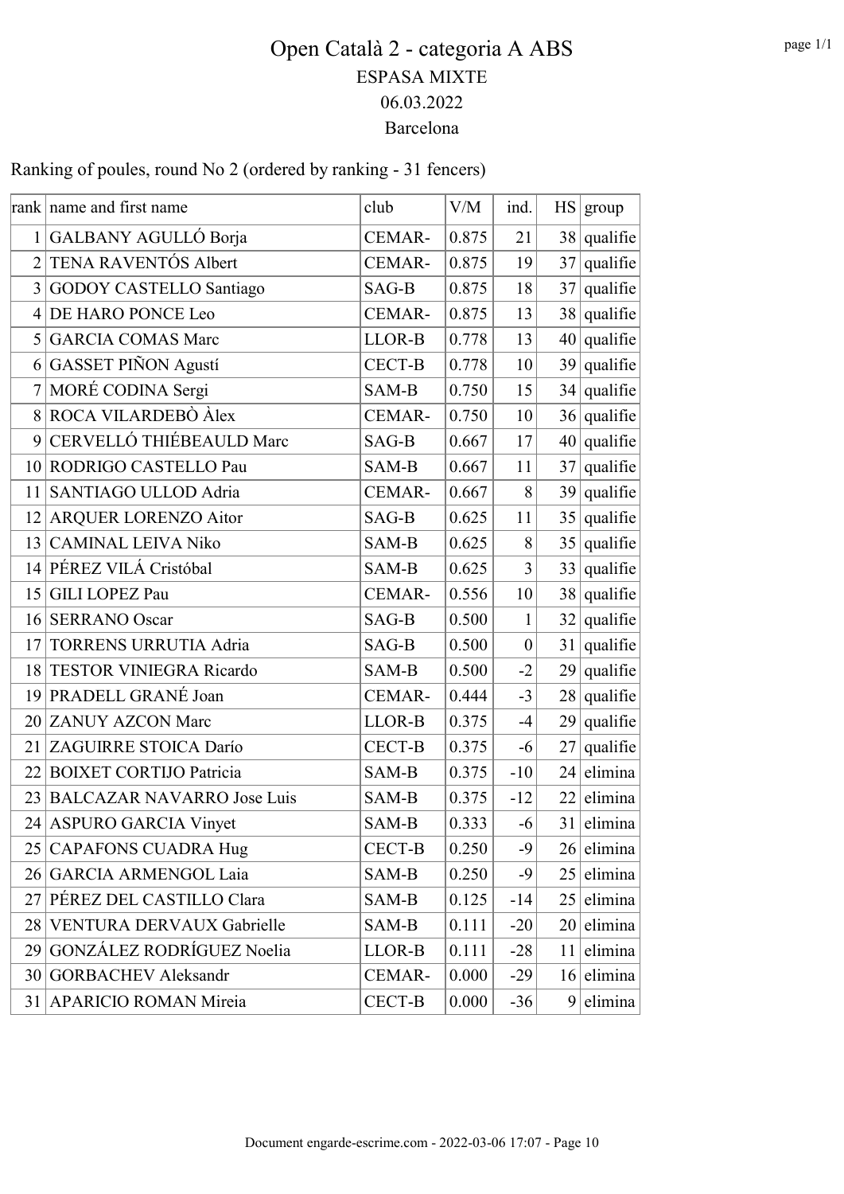# Open Català 2 - categoria A ABS

## ESPASA MIXTE

## 06.03.2022

## Barcelona

Ranking of poules, round No 2 (ordered by ranking - 31 fencers)

| rank | name and first name | club | V/M | ind. | HS | group |
|---|---|---|---|---|---|---|
| 1 | GALBANY AGULLÓ Borja | CEMAR- | 0.875 | 21 | 38 | qualifie |
| 2 | TENA RAVENTÓS Albert | CEMAR- | 0.875 | 19 | 37 | qualifie |
| 3 | GODOY CASTELLO Santiago | SAG-B | 0.875 | 18 | 37 | qualifie |
| 4 | DE HARO PONCE Leo | CEMAR- | 0.875 | 13 | 38 | qualifie |
| 5 | GARCIA COMAS Marc | LLOR-B | 0.778 | 13 | 40 | qualifie |
| 6 | GASSET PIÑON Agustí | CECT-B | 0.778 | 10 | 39 | qualifie |
| 7 | MORÉ CODINA Sergi | SAM-B | 0.750 | 15 | 34 | qualifie |
| 8 | ROCA VILARDEBÒ Àlex | CEMAR- | 0.750 | 10 | 36 | qualifie |
| 9 | CERVELLÓ THIÉBEAULD Marc | SAG-B | 0.667 | 17 | 40 | qualifie |
| 10 | RODRIGO CASTELLO Pau | SAM-B | 0.667 | 11 | 37 | qualifie |
| 11 | SANTIAGO ULLOD Adria | CEMAR- | 0.667 | 8 | 39 | qualifie |
| 12 | ARQUER LORENZO Aitor | SAG-B | 0.625 | 11 | 35 | qualifie |
| 13 | CAMINAL LEIVA Niko | SAM-B | 0.625 | 8 | 35 | qualifie |
| 14 | PÉREZ VILÁ Cristóbal | SAM-B | 0.625 | 3 | 33 | qualifie |
| 15 | GILI LOPEZ Pau | CEMAR- | 0.556 | 10 | 38 | qualifie |
| 16 | SERRANO Oscar | SAG-B | 0.500 | 1 | 32 | qualifie |
| 17 | TORRENS URRUTIA Adria | SAG-B | 0.500 | 0 | 31 | qualifie |
| 18 | TESTOR VINIEGRA Ricardo | SAM-B | 0.500 | -2 | 29 | qualifie |
| 19 | PRADELL GRANÉ Joan | CEMAR- | 0.444 | -3 | 28 | qualifie |
| 20 | ZANUY AZCON Marc | LLOR-B | 0.375 | -4 | 29 | qualifie |
| 21 | ZAGUIRRE STOICA Darío | CECT-B | 0.375 | -6 | 27 | qualifie |
| 22 | BOIXET CORTIJO Patricia | SAM-B | 0.375 | -10 | 24 | elimina |
| 23 | BALCAZAR NAVARRO Jose Luis | SAM-B | 0.375 | -12 | 22 | elimina |
| 24 | ASPURO GARCIA Vinyet | SAM-B | 0.333 | -6 | 31 | elimina |
| 25 | CAPAFONS CUADRA Hug | CECT-B | 0.250 | -9 | 26 | elimina |
| 26 | GARCIA ARMENGOL Laia | SAM-B | 0.250 | -9 | 25 | elimina |
| 27 | PÉREZ DEL CASTILLO Clara | SAM-B | 0.125 | -14 | 25 | elimina |
| 28 | VENTURA DERVAUX Gabrielle | SAM-B | 0.111 | -20 | 20 | elimina |
| 29 | GONZÁLEZ RODRÍGUEZ Noelia | LLOR-B | 0.111 | -28 | 11 | elimina |
| 30 | GORBACHEV Aleksandr | CEMAR- | 0.000 | -29 | 16 | elimina |
| 31 | APARICIO ROMAN Mireia | CECT-B | 0.000 | -36 | 9 | elimina |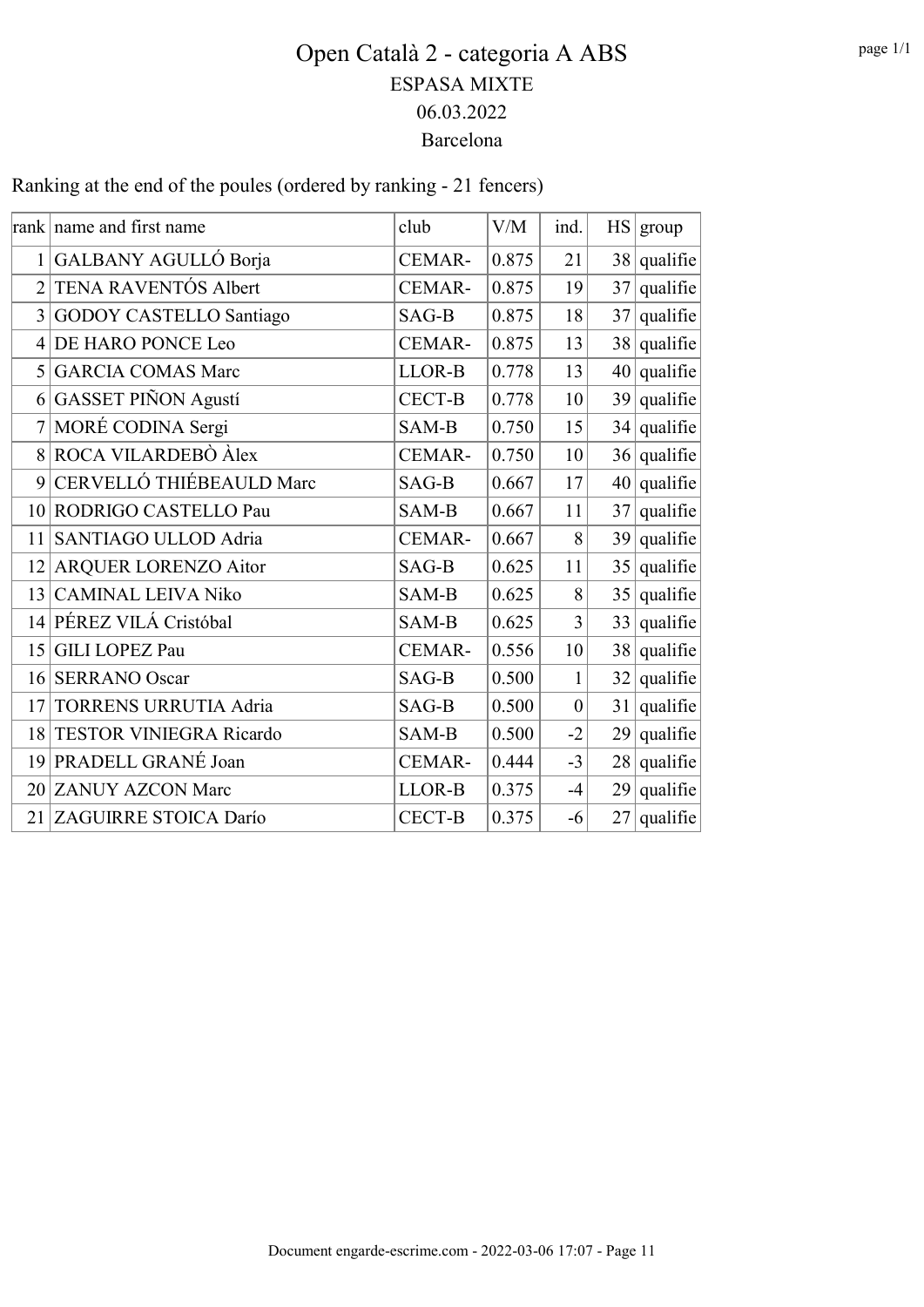# Open Català 2 - categoria A ABS

## ESPASA MIXTE

## 06.03.2022

## Barcelona

Ranking at the end of the poules (ordered by ranking - 21 fencers)

| rank | name and first name | club | V/M | ind. | HS | group |
|---|---|---|---|---|---|---|
| 1 | GALBANY AGULLÓ Borja | CEMAR- | 0.875 | 21 | 38 | qualifie |
| 2 | TENA RAVENTÓS Albert | CEMAR- | 0.875 | 19 | 37 | qualifie |
| 3 | GODOY CASTELLO Santiago | SAG-B | 0.875 | 18 | 37 | qualifie |
| 4 | DE HARO PONCE Leo | CEMAR- | 0.875 | 13 | 38 | qualifie |
| 5 | GARCIA COMAS Marc | LLOR-B | 0.778 | 13 | 40 | qualifie |
| 6 | GASSET PIÑON Agustí | CECT-B | 0.778 | 10 | 39 | qualifie |
| 7 | MORÉ CODINA Sergi | SAM-B | 0.750 | 15 | 34 | qualifie |
| 8 | ROCA VILARDEBÒ Àlex | CEMAR- | 0.750 | 10 | 36 | qualifie |
| 9 | CERVELLÓ THIÉBEAULD Marc | SAG-B | 0.667 | 17 | 40 | qualifie |
| 10 | RODRIGO CASTELLO Pau | SAM-B | 0.667 | 11 | 37 | qualifie |
| 11 | SANTIAGO ULLOD Adria | CEMAR- | 0.667 | 8 | 39 | qualifie |
| 12 | ARQUER LORENZO Aitor | SAG-B | 0.625 | 11 | 35 | qualifie |
| 13 | CAMINAL LEIVA Niko | SAM-B | 0.625 | 8 | 35 | qualifie |
| 14 | PÉREZ VILÁ Cristóbal | SAM-B | 0.625 | 3 | 33 | qualifie |
| 15 | GILI LOPEZ Pau | CEMAR- | 0.556 | 10 | 38 | qualifie |
| 16 | SERRANO Oscar | SAG-B | 0.500 | 1 | 32 | qualifie |
| 17 | TORRENS URRUTIA Adria | SAG-B | 0.500 | 0 | 31 | qualifie |
| 18 | TESTOR VINIEGRA Ricardo | SAM-B | 0.500 | -2 | 29 | qualifie |
| 19 | PRADELL GRANÉ Joan | CEMAR- | 0.444 | -3 | 28 | qualifie |
| 20 | ZANUY AZCON Marc | LLOR-B | 0.375 | -4 | 29 | qualifie |
| 21 | ZAGUIRRE STOICA Darío | CECT-B | 0.375 | -6 | 27 | qualifie |

Document engarde-escrime.com - 2022-03-06 17:07 - Page 11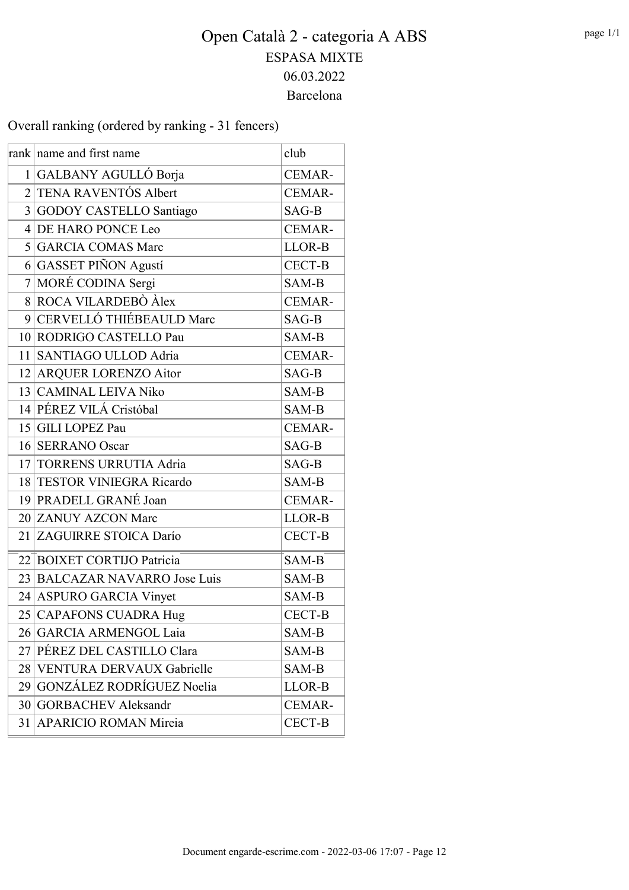# Open Català 2 - categoria A ABS

## ESPASA MIXTE

06.03.2022

Barcelona

Overall ranking (ordered by ranking - 31 fencers)

| rank | name and first name | club |
|---|---|---|
| 1 | GALBANY AGULLÓ Borja | CEMAR- |
| 2 | TENA RAVENTÓS Albert | CEMAR- |
| 3 | GODOY CASTELLO Santiago | SAG-B |
| 4 | DE HARO PONCE Leo | CEMAR- |
| 5 | GARCIA COMAS Marc | LLOR-B |
| 6 | GASSET PIÑON Agustí | CECT-B |
| 7 | MORÉ CODINA Sergi | SAM-B |
| 8 | ROCA VILARDEBÒ Àlex | CEMAR- |
| 9 | CERVELLÓ THIÉBEAULD Marc | SAG-B |
| 10 | RODRIGO CASTELLO Pau | SAM-B |
| 11 | SANTIAGO ULLOD Adria | CEMAR- |
| 12 | ARQUER LORENZO Aitor | SAG-B |
| 13 | CAMINAL LEIVA Niko | SAM-B |
| 14 | PÉREZ VILÁ Cristóbal | SAM-B |
| 15 | GILI LOPEZ Pau | CEMAR- |
| 16 | SERRANO Oscar | SAG-B |
| 17 | TORRENS URRUTIA Adria | SAG-B |
| 18 | TESTOR VINIEGRA Ricardo | SAM-B |
| 19 | PRADELL GRANÉ Joan | CEMAR- |
| 20 | ZANUY AZCON Marc | LLOR-B |
| 21 | ZAGUIRRE STOICA Darío | CECT-B |
| 22 | BOIXET CORTIJO Patricia | SAM-B |
| 23 | BALCAZAR NAVARRO Jose Luis | SAM-B |
| 24 | ASPURO GARCIA Vinyet | SAM-B |
| 25 | CAPAFONS CUADRA Hug | CECT-B |
| 26 | GARCIA ARMENGOL Laia | SAM-B |
| 27 | PÉREZ DEL CASTILLO Clara | SAM-B |
| 28 | VENTURA DERVAUX Gabrielle | SAM-B |
| 29 | GONZÁLEZ RODRÍGUEZ Noelia | LLOR-B |
| 30 | GORBACHEV Aleksandr | CEMAR- |
| 31 | APARICIO ROMAN Mireia | CECT-B |